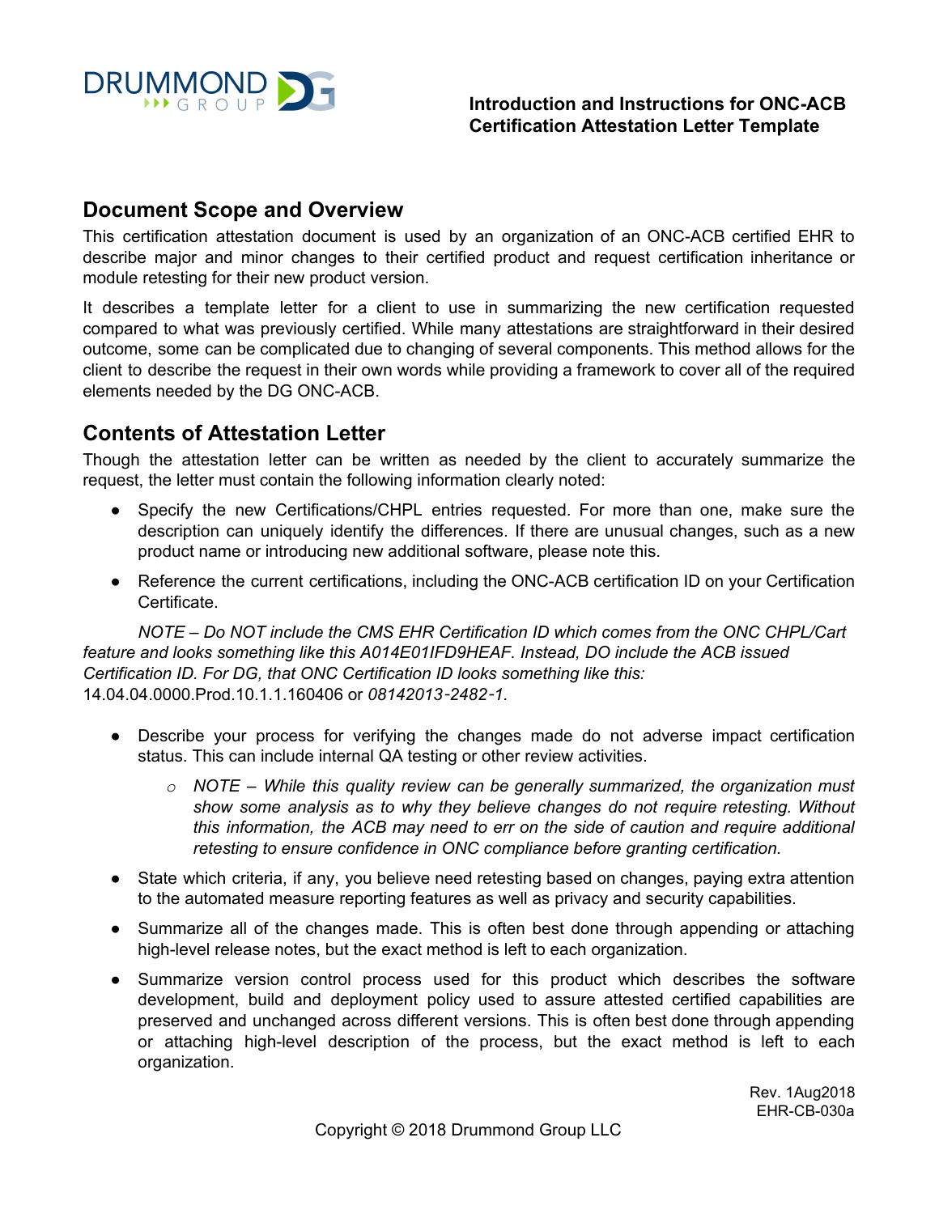# Introduction and Instructions for ONC-ACB Certification Attestation Letter Template

## Document Scope and Overview

This certification attestation document is used by an organization of an ONC-ACB certified EHR to describe major and minor changes to their certified product and request certification inheritance or module retesting for their new product version.

It describes a template letter for a client to use in summarizing the new certification requested compared to what was previously certified. While many attestations are straightforward in their desired outcome, some can be complicated due to changing of several components. This method allows for the client to describe the request in their own words while providing a framework to cover all of the required elements needed by the DG ONC-ACB.

## Contents of Attestation Letter

Though the attestation letter can be written as needed by the client to accurately summarize the request, the letter must contain the following information clearly noted:

- Specify the new Certifications/CHPL entries requested. For more than one, make sure the description can uniquely identify the differences. If there are unusual changes, such as a new product name or introducing new additional software, please note this.
- Reference the current certifications, including the ONC-ACB certification ID on your Certification Certificate.

*NOTE – Do NOT include the CMS EHR Certification ID which comes from the ONC CHPL/Cart feature and looks something like this A014E01IFD9HEAF. Instead, DO include the ACB issued Certification ID. For DG, that ONC Certification ID looks something like this:* 14.04.04.0000.Prod.10.1.1.160406 or *08142013-2482-1.*

- Describe your process for verifying the changes made do not adverse impact certification status. This can include internal QA testing or other review activities.
  - *NOTE – While this quality review can be generally summarized, the organization must show some analysis as to why they believe changes do not require retesting. Without this information, the ACB may need to err on the side of caution and require additional retesting to ensure confidence in ONC compliance before granting certification.*
- State which criteria, if any, you believe need retesting based on changes, paying extra attention to the automated measure reporting features as well as privacy and security capabilities.
- Summarize all of the changes made. This is often best done through appending or attaching high-level release notes, but the exact method is left to each organization.
- Summarize version control process used for this product which describes the software development, build and deployment policy used to assure attested certified capabilities are preserved and unchanged across different versions. This is often best done through appending or attaching high-level description of the process, but the exact method is left to each organization.

Rev. 1Aug2018
EHR-CB-030a

Copyright © 2018 Drummond Group LLC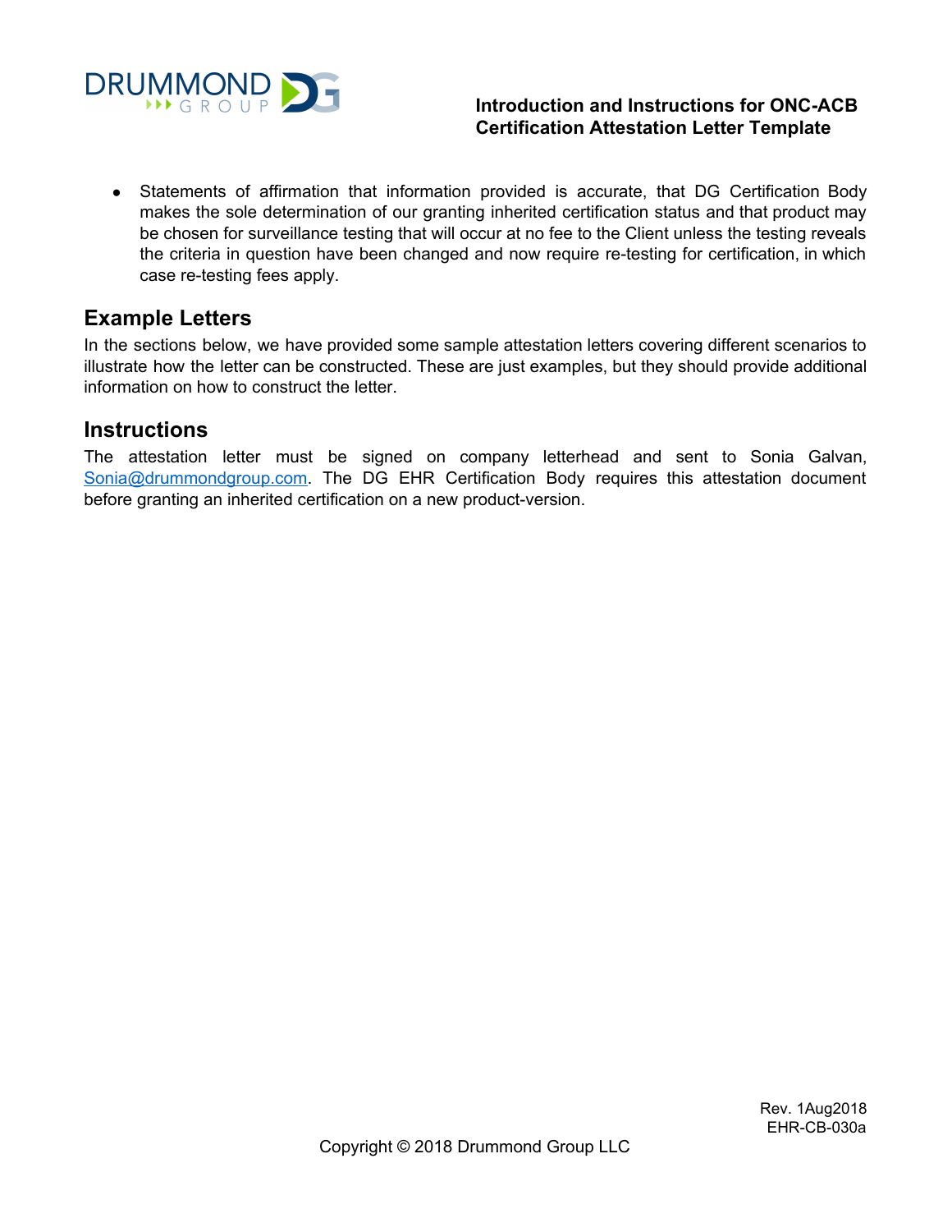- Statements of affirmation that information provided is accurate, that DG Certification Body makes the sole determination of our granting inherited certification status and that product may be chosen for surveillance testing that will occur at no fee to the Client unless the testing reveals the criteria in question have been changed and now require re-testing for certification, in which case re-testing fees apply.

## Example Letters

In the sections below, we have provided some sample attestation letters covering different scenarios to illustrate how the letter can be constructed. These are just examples, but they should provide additional information on how to construct the letter.

## Instructions

The attestation letter must be signed on company letterhead and sent to Sonia Galvan, Sonia@drummondgroup.com. The DG EHR Certification Body requires this attestation document before granting an inherited certification on a new product-version.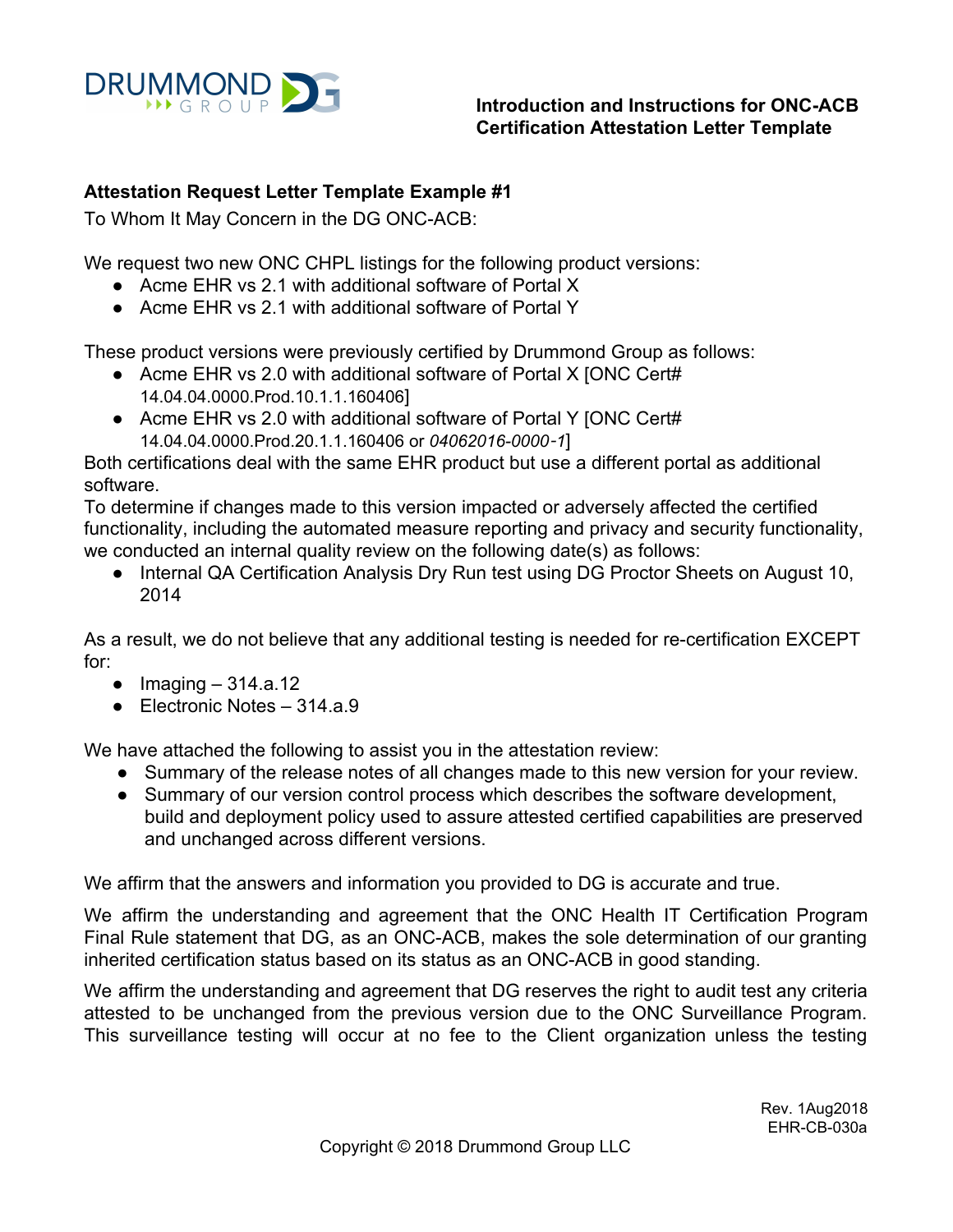**Attestation Request Letter Template Example #1**

To Whom It May Concern in the DG ONC-ACB:

We request two new ONC CHPL listings for the following product versions:

- Acme EHR vs 2.1 with additional software of Portal X
- Acme EHR vs 2.1 with additional software of Portal Y

These product versions were previously certified by Drummond Group as follows:

- Acme EHR vs 2.0 with additional software of Portal X [ONC Cert# 14.04.04.0000.Prod.10.1.1.160406]
- Acme EHR vs 2.0 with additional software of Portal Y [ONC Cert# 14.04.04.0000.Prod.20.1.1.160406 or *04062016-0000-1*]

Both certifications deal with the same EHR product but use a different portal as additional software.

To determine if changes made to this version impacted or adversely affected the certified functionality, including the automated measure reporting and privacy and security functionality, we conducted an internal quality review on the following date(s) as follows:

- Internal QA Certification Analysis Dry Run test using DG Proctor Sheets on August 10, 2014

As a result, we do not believe that any additional testing is needed for re-certification EXCEPT for:

- Imaging – 314.a.12
- Electronic Notes – 314.a.9

We have attached the following to assist you in the attestation review:

- Summary of the release notes of all changes made to this new version for your review.
- Summary of our version control process which describes the software development, build and deployment policy used to assure attested certified capabilities are preserved and unchanged across different versions.

We affirm that the answers and information you provided to DG is accurate and true.

We affirm the understanding and agreement that the ONC Health IT Certification Program Final Rule statement that DG, as an ONC-ACB, makes the sole determination of our granting inherited certification status based on its status as an ONC-ACB in good standing.

We affirm the understanding and agreement that DG reserves the right to audit test any criteria attested to be unchanged from the previous version due to the ONC Surveillance Program. This surveillance testing will occur at no fee to the Client organization unless the testing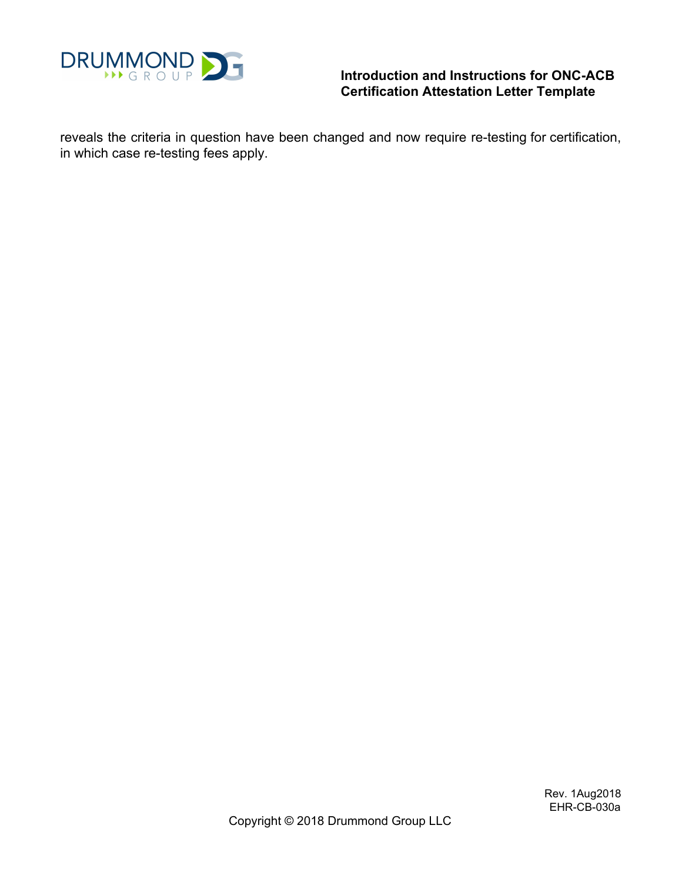reveals the criteria in question have been changed and now require re-testing for certification, in which case re-testing fees apply.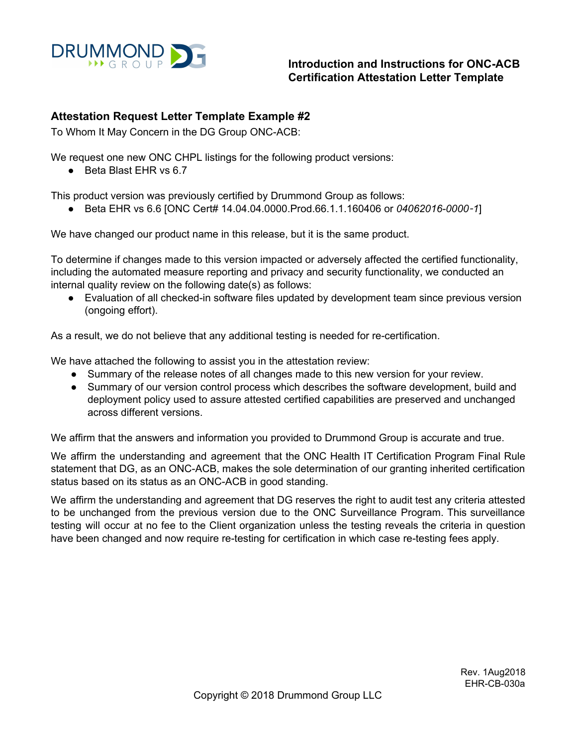**Introduction and Instructions for ONC-ACB Certification Attestation Letter Template**

### Attestation Request Letter Template Example #2

To Whom It May Concern in the DG Group ONC-ACB:

We request one new ONC CHPL listings for the following product versions:

- Beta Blast EHR vs 6.7

This product version was previously certified by Drummond Group as follows:

- Beta EHR vs 6.6 [ONC Cert# 14.04.04.0000.Prod.66.1.1.160406 or *04062016-0000-1*]

We have changed our product name in this release, but it is the same product.

To determine if changes made to this version impacted or adversely affected the certified functionality, including the automated measure reporting and privacy and security functionality, we conducted an internal quality review on the following date(s) as follows:

- Evaluation of all checked-in software files updated by development team since previous version (ongoing effort).

As a result, we do not believe that any additional testing is needed for re-certification.

We have attached the following to assist you in the attestation review:

- Summary of the release notes of all changes made to this new version for your review.
- Summary of our version control process which describes the software development, build and deployment policy used to assure attested certified capabilities are preserved and unchanged across different versions.

We affirm that the answers and information you provided to Drummond Group is accurate and true.

We affirm the understanding and agreement that the ONC Health IT Certification Program Final Rule statement that DG, as an ONC-ACB, makes the sole determination of our granting inherited certification status based on its status as an ONC-ACB in good standing.

We affirm the understanding and agreement that DG reserves the right to audit test any criteria attested to be unchanged from the previous version due to the ONC Surveillance Program. This surveillance testing will occur at no fee to the Client organization unless the testing reveals the criteria in question have been changed and now require re-testing for certification in which case re-testing fees apply.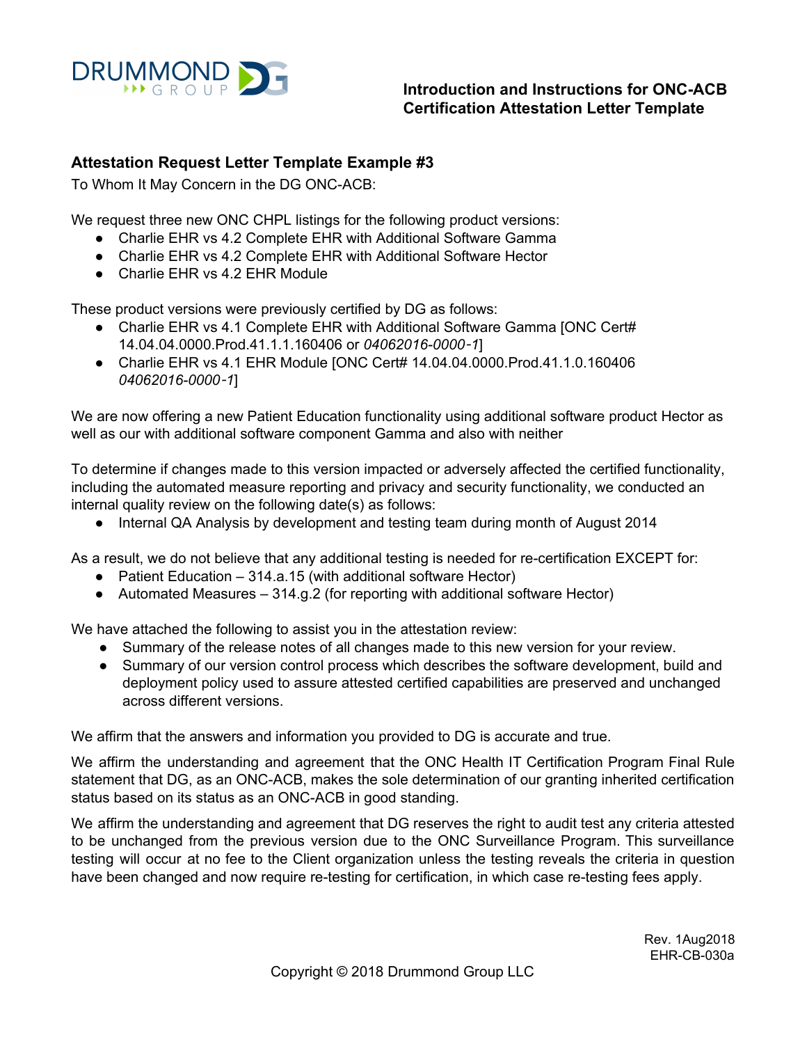## Attestation Request Letter Template Example #3

To Whom It May Concern in the DG ONC-ACB:

We request three new ONC CHPL listings for the following product versions:

- Charlie EHR vs 4.2 Complete EHR with Additional Software Gamma
- Charlie EHR vs 4.2 Complete EHR with Additional Software Hector
- Charlie EHR vs 4.2 EHR Module

These product versions were previously certified by DG as follows:

- Charlie EHR vs 4.1 Complete EHR with Additional Software Gamma [ONC Cert# 14.04.04.0000.Prod.41.1.1.160406 or *04062016-0000-1*]
- Charlie EHR vs 4.1 EHR Module [ONC Cert# 14.04.04.0000.Prod.41.1.0.160406 *04062016-0000-1*]

We are now offering a new Patient Education functionality using additional software product Hector as well as our with additional software component Gamma and also with neither

To determine if changes made to this version impacted or adversely affected the certified functionality, including the automated measure reporting and privacy and security functionality, we conducted an internal quality review on the following date(s) as follows:

- Internal QA Analysis by development and testing team during month of August 2014

As a result, we do not believe that any additional testing is needed for re-certification EXCEPT for:

- Patient Education – 314.a.15 (with additional software Hector)
- Automated Measures – 314.g.2 (for reporting with additional software Hector)

We have attached the following to assist you in the attestation review:

- Summary of the release notes of all changes made to this new version for your review.
- Summary of our version control process which describes the software development, build and deployment policy used to assure attested certified capabilities are preserved and unchanged across different versions.

We affirm that the answers and information you provided to DG is accurate and true.

We affirm the understanding and agreement that the ONC Health IT Certification Program Final Rule statement that DG, as an ONC-ACB, makes the sole determination of our granting inherited certification status based on its status as an ONC-ACB in good standing.

We affirm the understanding and agreement that DG reserves the right to audit test any criteria attested to be unchanged from the previous version due to the ONC Surveillance Program. This surveillance testing will occur at no fee to the Client organization unless the testing reveals the criteria in question have been changed and now require re-testing for certification, in which case re-testing fees apply.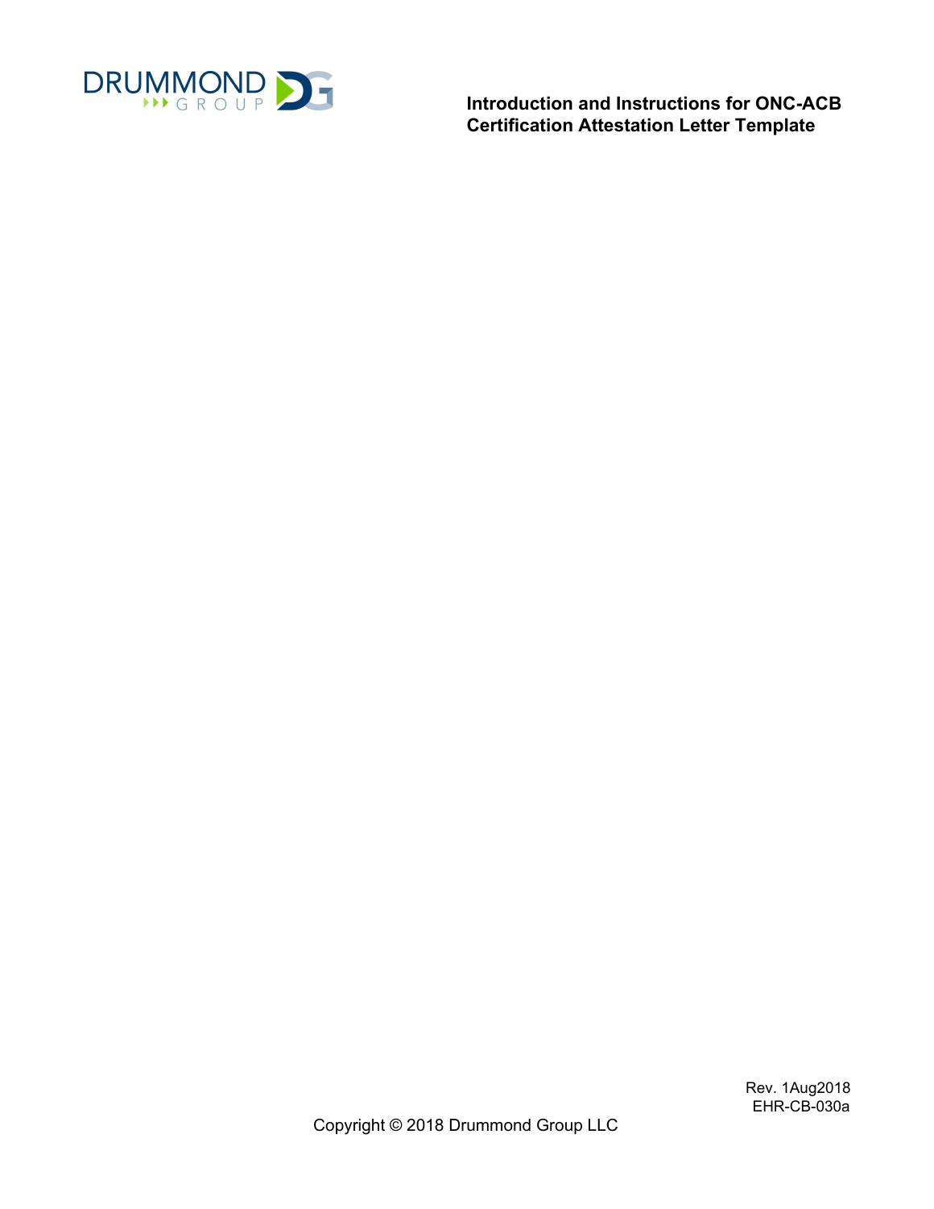DRUMMOND GROUP

**Introduction and Instructions for ONC-ACB Certification Attestation Letter Template**

Rev. 1Aug2018
EHR-CB-030a

Copyright © 2018 Drummond Group LLC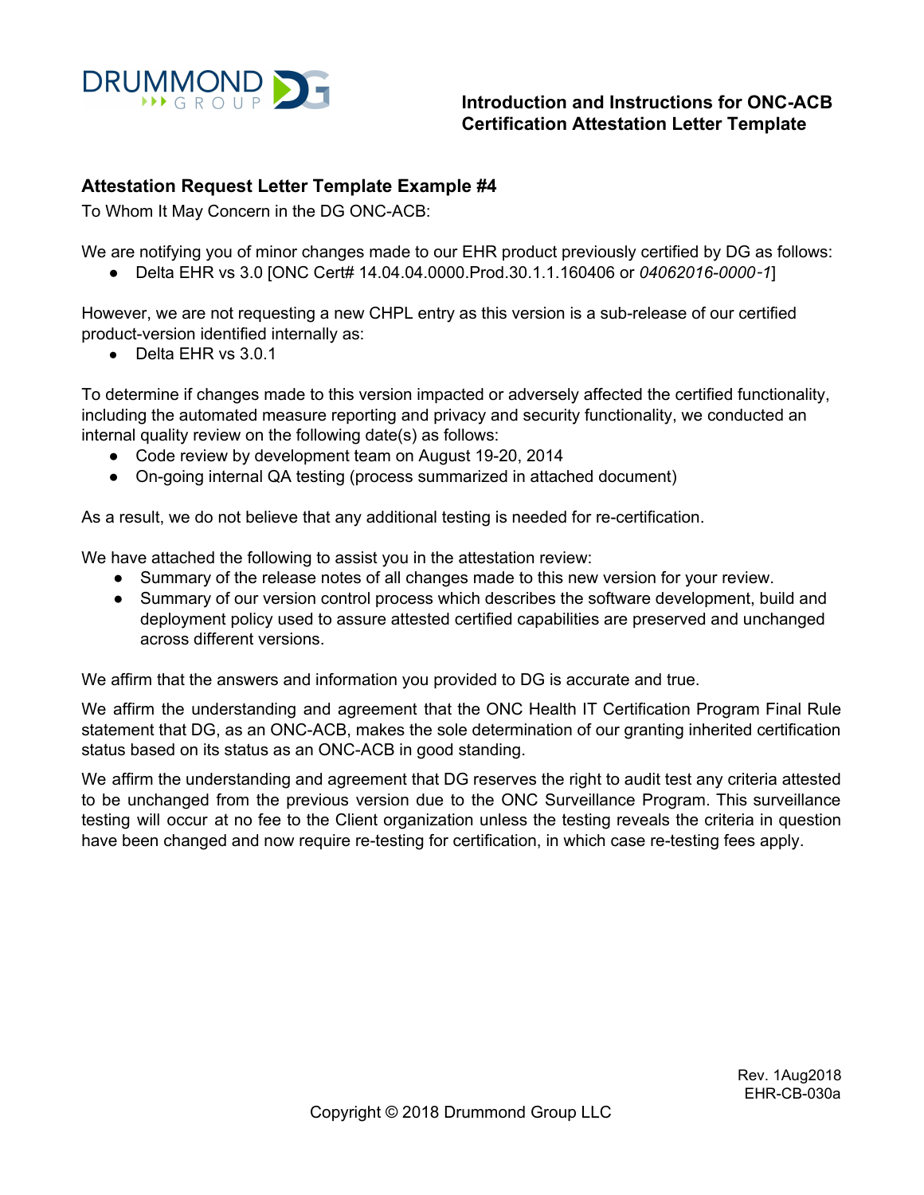## Attestation Request Letter Template Example #4

To Whom It May Concern in the DG ONC-ACB:

We are notifying you of minor changes made to our EHR product previously certified by DG as follows:

- Delta EHR vs 3.0 [ONC Cert# 14.04.04.0000.Prod.30.1.1.160406 or *04062016-0000-1*]

However, we are not requesting a new CHPL entry as this version is a sub-release of our certified product-version identified internally as:

- Delta EHR vs 3.0.1

To determine if changes made to this version impacted or adversely affected the certified functionality, including the automated measure reporting and privacy and security functionality, we conducted an internal quality review on the following date(s) as follows:

- Code review by development team on August 19-20, 2014
- On-going internal QA testing (process summarized in attached document)

As a result, we do not believe that any additional testing is needed for re-certification.

We have attached the following to assist you in the attestation review:

- Summary of the release notes of all changes made to this new version for your review.
- Summary of our version control process which describes the software development, build and deployment policy used to assure attested certified capabilities are preserved and unchanged across different versions.

We affirm that the answers and information you provided to DG is accurate and true.

We affirm the understanding and agreement that the ONC Health IT Certification Program Final Rule statement that DG, as an ONC-ACB, makes the sole determination of our granting inherited certification status based on its status as an ONC-ACB in good standing.

We affirm the understanding and agreement that DG reserves the right to audit test any criteria attested to be unchanged from the previous version due to the ONC Surveillance Program. This surveillance testing will occur at no fee to the Client organization unless the testing reveals the criteria in question have been changed and now require re-testing for certification, in which case re-testing fees apply.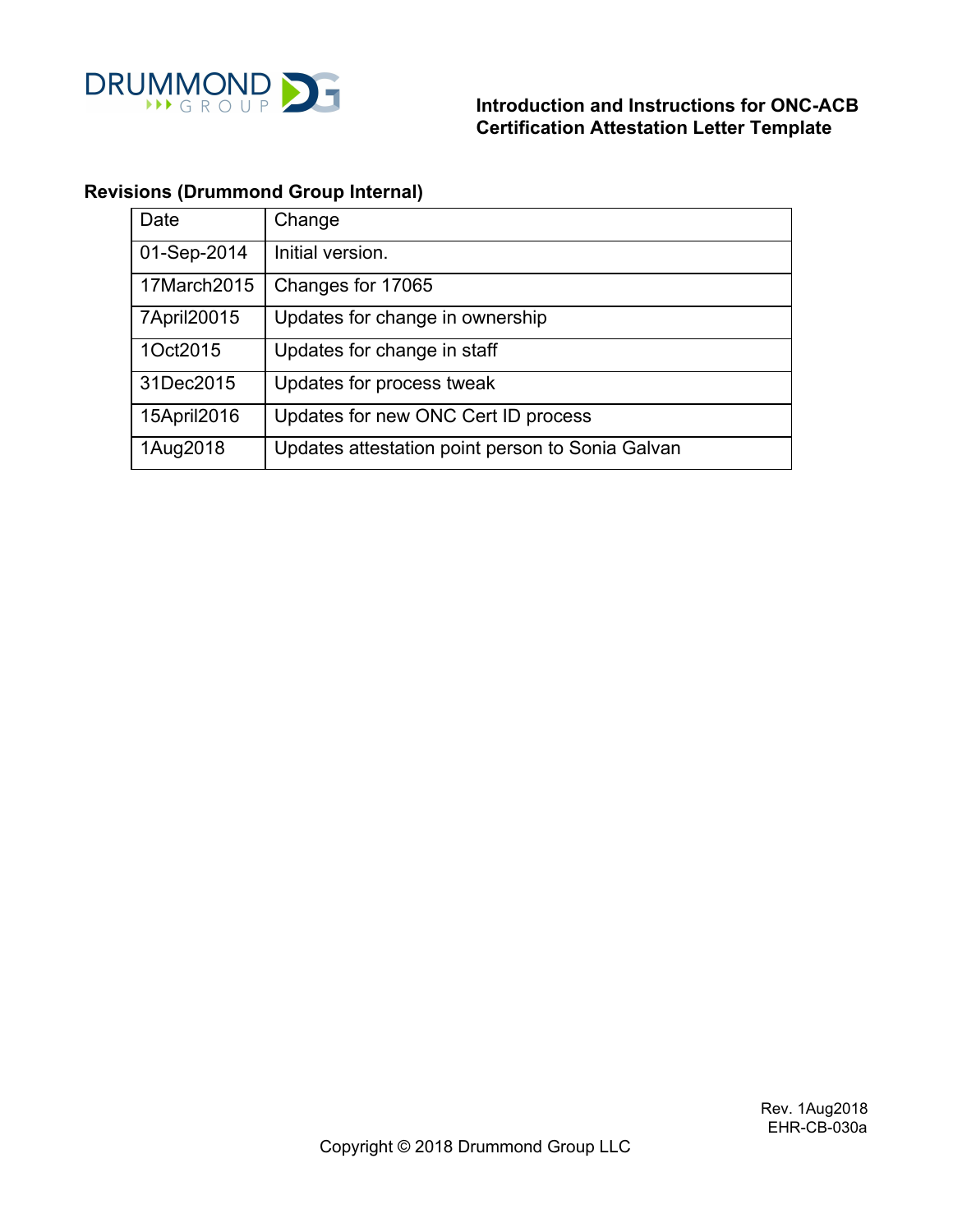## Revisions (Drummond Group Internal)

| Date | Change |
|---|---|
| 01-Sep-2014 | Initial version. |
| 17March2015 | Changes for 17065 |
| 7April20015 | Updates for change in ownership |
| 1Oct2015 | Updates for change in staff |
| 31Dec2015 | Updates for process tweak |
| 15April2016 | Updates for new ONC Cert ID process |
| 1Aug2018 | Updates attestation point person to Sonia Galvan |